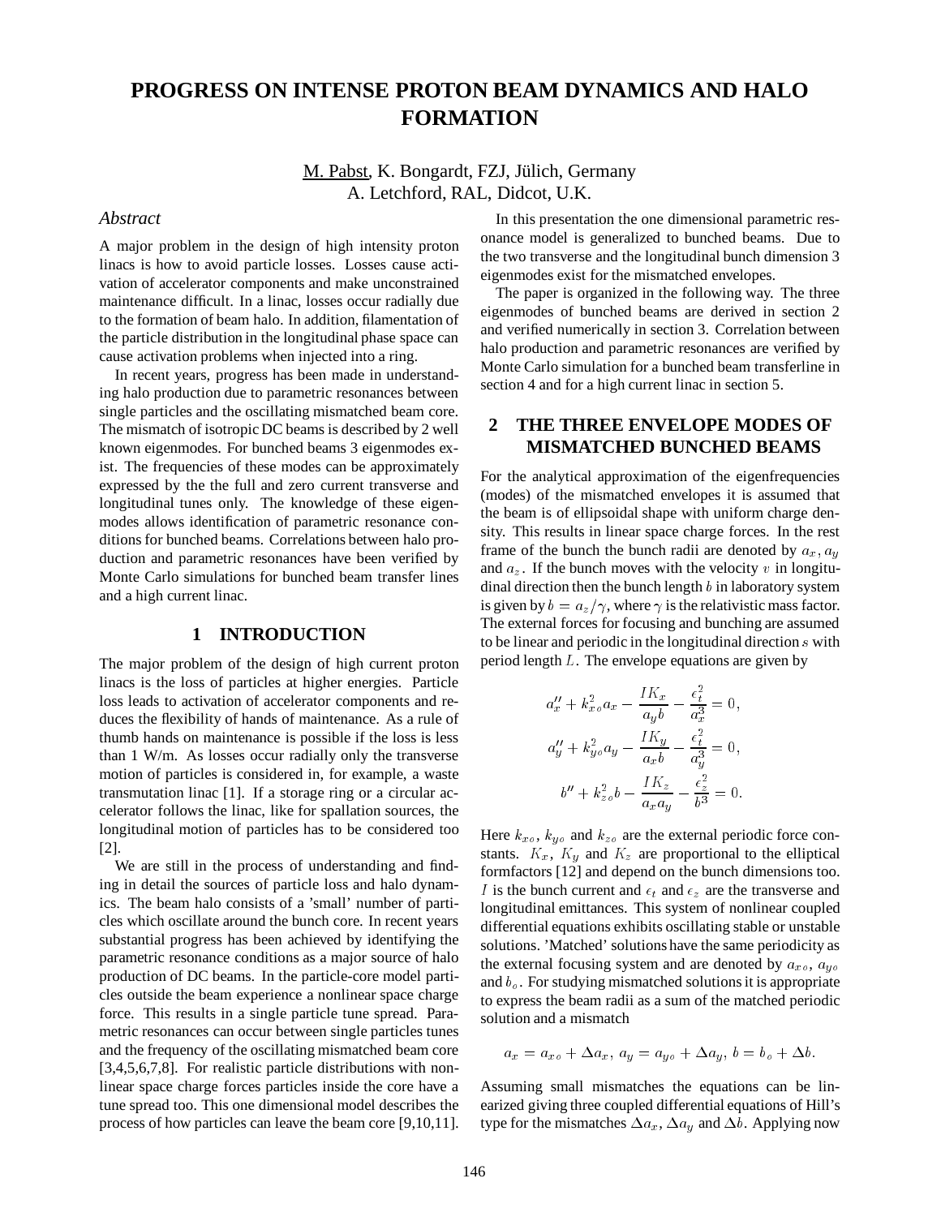# PROGRESS ON INTENSE PROTON BEAM DYNAMICS AND HALO FORMATION

M. Pabst, K. Bongardt, FZJ, Jülich, Germany
A. Letchford, RAL, Didcot, U.K.

### *Abstract*

A major problem in the design of high intensity proton linacs is how to avoid particle losses. Losses cause activation of accelerator components and make unconstrained maintenance difficult. In a linac, losses occur radially due to the formation of beam halo. In addition, filamentation of the particle distribution in the longitudinal phase space can cause activation problems when injected into a ring.

In recent years, progress has been made in understanding halo production due to parametric resonances between single particles and the oscillating mismatched beam core. The mismatch of isotropic DC beams is described by 2 well known eigenmodes. For bunched beams 3 eigenmodes exist. The frequencies of these modes can be approximately expressed by the the full and zero current transverse and longitudinal tunes only. The knowledge of these eigenmodes allows identification of parametric resonance conditions for bunched beams. Correlations between halo production and parametric resonances have been verified by Monte Carlo simulations for bunched beam transfer lines and a high current linac.

## 1 INTRODUCTION

The major problem of the design of high current proton linacs is the loss of particles at higher energies. Particle loss leads to activation of accelerator components and reduces the flexibility of hands of maintenance. As a rule of thumb hands on maintenance is possible if the loss is less than 1 W/m. As losses occur radially only the transverse motion of particles is considered in, for example, a waste transmutation linac [1]. If a storage ring or a circular accelerator follows the linac, like for spallation sources, the longitudinal motion of particles has to be considered too [2].

We are still in the process of understanding and finding in detail the sources of particle loss and halo dynamics. The beam halo consists of a 'small' number of particles which oscillate around the bunch core. In recent years substantial progress has been achieved by identifying the parametric resonance conditions as a major source of halo production of DC beams. In the particle-core model particles outside the beam experience a nonlinear space charge force. This results in a single particle tune spread. Parametric resonances can occur between single particles tunes and the frequency of the oscillating mismatched beam core [3,4,5,6,7,8]. For realistic particle distributions with nonlinear space charge forces particles inside the core have a tune spread too. This one dimensional model describes the process of how particles can leave the beam core [9,10,11].

In this presentation the one dimensional parametric resonance model is generalized to bunched beams. Due to the two transverse and the longitudinal bunch dimension 3 eigenmodes exist for the mismatched envelopes.

The paper is organized in the following way. The three eigenmodes of bunched beams are derived in section 2 and verified numerically in section 3. Correlation between halo production and parametric resonances are verified by Monte Carlo simulation for a bunched beam transferline in section 4 and for a high current linac in section 5.

## 2 THE THREE ENVELOPE MODES OF MISMATCHED BUNCHED BEAMS

For the analytical approximation of the eigenfrequencies (modes) of the mismatched envelopes it is assumed that the beam is of ellipsoidal shape with uniform charge density. This results in linear space charge forces. In the rest frame of the bunch the bunch radii are denoted by $a_x, a_y$ and $a_z$. If the bunch moves with the velocity $v$ in longitudinal direction then the bunch length $b$ in laboratory system is given by $b = a_z/\gamma$, where $\gamma$ is the relativistic mass factor. The external forces for focusing and bunching are assumed to be linear and periodic in the longitudinal direction $s$ with period length $L$. The envelope equations are given by

$$a_x'' + k_{xo}^2 a_x - \frac{IK_x}{a_y b} - \frac{\epsilon_t^2}{a_x^3} = 0,$$

$$a_y'' + k_{yo}^2 a_y - \frac{IK_y}{a_x b} - \frac{\epsilon_t^2}{a_y^3} = 0,$$

$$b'' + k_{zo}^2 b - \frac{IK_z}{a_x a_y} - \frac{\epsilon_z^2}{b^3} = 0.$$

Here $k_{xo}$, $k_{yo}$ and $k_{zo}$ are the external periodic force constants. $K_x$, $K_y$ and $K_z$ are proportional to the elliptical formfactors [12] and depend on the bunch dimensions too. $I$ is the bunch current and $\epsilon_t$ and $\epsilon_z$ are the transverse and longitudinal emittances. This system of nonlinear coupled differential equations exhibits oscillating stable or unstable solutions. 'Matched' solutions have the same periodicity as the external focusing system and are denoted by $a_{xo}$, $a_{yo}$ and $b_o$. For studying mismatched solutions it is appropriate to express the beam radii as a sum of the matched periodic solution and a mismatch

$$a_x = a_{xo} + \Delta a_x,\ a_y = a_{yo} + \Delta a_y,\ b = b_o + \Delta b.$$

Assuming small mismatches the equations can be linearized giving three coupled differential equations of Hill's type for the mismatches $\Delta a_x$, $\Delta a_y$ and $\Delta b$. Applying now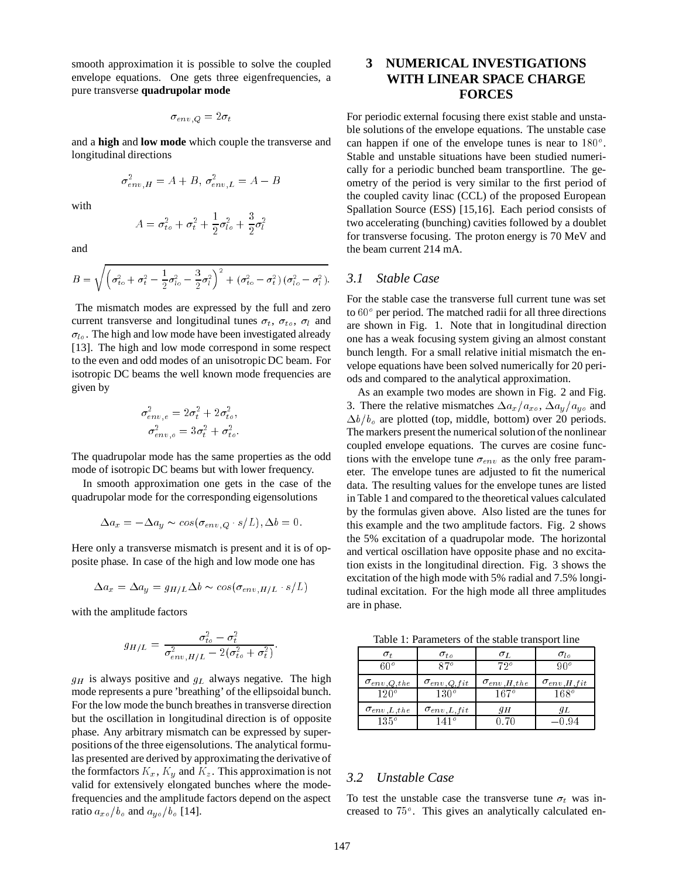smooth approximation it is possible to solve the coupled envelope equations. One gets three eigenfrequencies, a pure transverse **quadrupolar mode**

$$\sigma_{env,Q} = 2\sigma_t$$

and a **high** and **low mode** which couple the transverse and longitudinal directions

$$\sigma^2_{env,H} = A + B,\ \sigma^2_{env,L} = A - B$$

with

$$A = \sigma^2_{to} + \sigma^2_t + \frac{1}{2}\sigma^2_{lo} + \frac{3}{2}\sigma^2_l$$

and

$$B = \sqrt{\left(\sigma^2_{to} + \sigma^2_t - \frac{1}{2}\sigma^2_{lo} - \frac{3}{2}\sigma^2_l\right)^2 + (\sigma^2_{to} - \sigma^2_t)(\sigma^2_{lo} - \sigma^2_l)}.$$

The mismatch modes are expressed by the full and zero current transverse and longitudinal tunes $\sigma_t$, $\sigma_{to}$, $\sigma_l$ and $\sigma_{lo}$. The high and low mode have been investigated already [13]. The high and low mode correspond in some respect to the even and odd modes of an unisotropic DC beam. For isotropic DC beams the well known mode frequencies are given by

$$\sigma^2_{env,e} = 2\sigma^2_t + 2\sigma^2_{to},$$
$$\sigma^2_{env,o} = 3\sigma^2_t + \sigma^2_{to}.$$

The quadrupolar mode has the same properties as the odd mode of isotropic DC beams but with lower frequency.

In smooth approximation one gets in the case of the quadrupolar mode for the corresponding eigensolutions

$$\Delta a_x = -\Delta a_y \sim cos(\sigma_{env,Q} \cdot s/L), \Delta b = 0.$$

Here only a transverse mismatch is present and it is of opposite phase. In case of the high and low mode one has

$$\Delta a_x = \Delta a_y = g_{H/L} \Delta b \sim cos(\sigma_{env,H/L} \cdot s/L)$$

with the amplitude factors

$$g_{H/L} = \frac{\sigma^2_{to} - \sigma^2_t}{\sigma^2_{env,H/L} - 2(\sigma^2_{to} + \sigma^2_t)}.$$

$g_H$ is always positive and $g_L$ always negative. The high mode represents a pure 'breathing' of the ellipsoidal bunch. For the low mode the bunch breathes in transverse direction but the oscillation in longitudinal direction is of opposite phase. Any arbitrary mismatch can be expressed by superpositions of the three eigensolutions. The analytical formulas presented are derived by approximating the derivative of the formfactors $K_x$, $K_y$ and $K_z$. This approximation is not valid for extensively elongated bunches where the mode-frequencies and the amplitude factors depend on the aspect ratio $a_{xo}/b_o$ and $a_{yo}/b_o$ [14].

## 3 NUMERICAL INVESTIGATIONS WITH LINEAR SPACE CHARGE FORCES

For periodic external focusing there exist stable and unstable solutions of the envelope equations. The unstable case can happen if one of the envelope tunes is near to $180^o$. Stable and unstable situations have been studied numerically for a periodic bunched beam transportline. The geometry of the period is very similar to the first period of the coupled cavity linac (CCL) of the proposed European Spallation Source (ESS) [15,16]. Each period consists of two accelerating (bunching) cavities followed by a doublet for transverse focusing. The proton energy is 70 MeV and the beam current 214 mA.

### *3.1 Stable Case*

For the stable case the transverse full current tune was set to $60^o$ per period. The matched radii for all three directions are shown in Fig. 1. Note that in longitudinal direction one has a weak focusing system giving an almost constant bunch length. For a small relative initial mismatch the envelope equations have been solved numerically for 20 periods and compared to the analytical approximation.

As an example two modes are shown in Fig. 2 and Fig. 3. There the relative mismatches $\Delta a_x/a_{xo}$, $\Delta a_y/a_{yo}$ and $\Delta b/b_o$ are plotted (top, middle, bottom) over 20 periods. The markers present the numerical solution of the nonlinear coupled envelope equations. The curves are cosine functions with the envelope tune $\sigma_{env}$ as the only free parameter. The envelope tunes are adjusted to fit the numerical data. The resulting values for the envelope tunes are listed in Table 1 and compared to the theoretical values calculated by the formulas given above. Also listed are the tunes for this example and the two amplitude factors. Fig. 2 shows the 5% excitation of a quadrupolar mode. The horizontal and vertical oscillation have opposite phase and no excitation exists in the longitudinal direction. Fig. 3 shows the excitation of the high mode with 5% radial and 7.5% longitudinal excitation. For the high mode all three amplitudes are in phase.

Table 1: Parameters of the stable transport line

| $\sigma_t$ | $\sigma_{to}$ | $\sigma_L$ | $\sigma_{lo}$ |
|---|---|---|---|
| $60^o$ | $87^o$ | $72^o$ | $90^o$ |
| $\sigma_{env,Q,the}$ | $\sigma_{env,Q,fit}$ | $\sigma_{env,H,the}$ | $\sigma_{env,H,fit}$ |
| $120^o$ | $130^o$ | $167^o$ | $168^o$ |
| $\sigma_{env,L,the}$ | $\sigma_{env,L,fit}$ | $g_H$ | $g_L$ |
| $135^o$ | $141^o$ | $0.70$ | $-0.94$ |

### *3.2 Unstable Case*

To test the unstable case the transverse tune $\sigma_t$ was increased to $75^o$. This gives an analytically calculated en-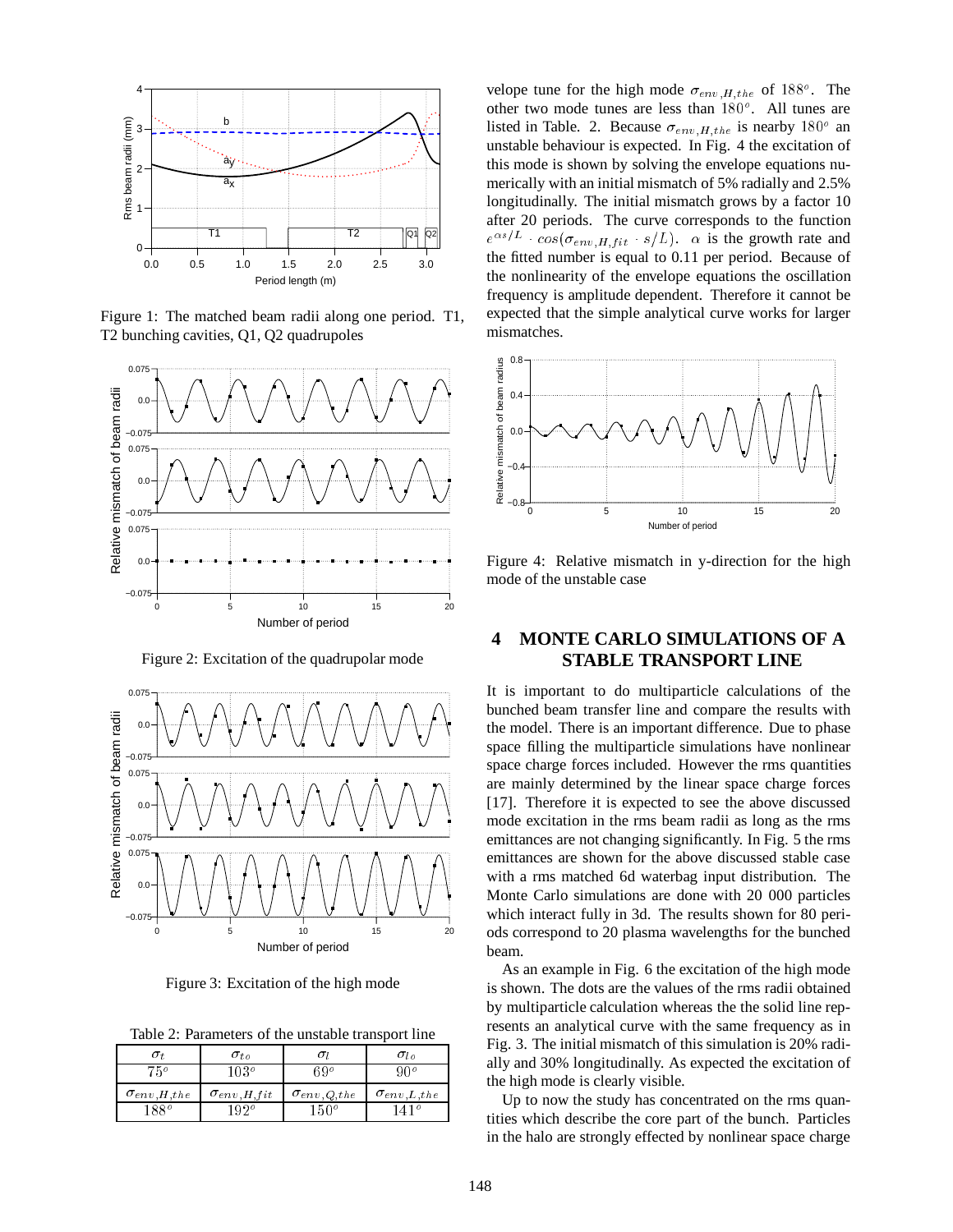Figure 1: The matched beam radii along one period. T1, T2 bunching cavities, Q1, Q2 quadrupoles

Figure 2: Excitation of the quadrupolar mode

Figure 3: Excitation of the high mode

Table 2: Parameters of the unstable transport line

| $\sigma_t$ | $\sigma_{to}$ | $\sigma_l$ | $\sigma_{lo}$ |
|---|---|---|---|
| $75^o$ | $103^o$ | $69^o$ | $90^o$ |
| $\sigma_{env,H,the}$ | $\sigma_{env,H,fit}$ | $\sigma_{env,Q,the}$ | $\sigma_{env,L,the}$ |
| $188^o$ | $192^o$ | $150^o$ | $141^o$ |

velope tune for the high mode $\sigma_{env,H,the}$ of $188^o$. The other two mode tunes are less than $180^o$. All tunes are listed in Table. 2. Because $\sigma_{env,H,the}$ is nearby $180^o$ an unstable behaviour is expected. In Fig. 4 the excitation of this mode is shown by solving the envelope equations numerically with an initial mismatch of 5% radially and 2.5% longitudinally. The initial mismatch grows by a factor 10 after 20 periods. The curve corresponds to the function $e^{\alpha s/L} \cdot cos(\sigma_{env,H,fit} \cdot s/L)$. $\alpha$ is the growth rate and the fitted number is equal to 0.11 per period. Because of the nonlinearity of the envelope equations the oscillation frequency is amplitude dependent. Therefore it cannot be expected that the simple analytical curve works for larger mismatches.

Figure 4: Relative mismatch in y-direction for the high mode of the unstable case

## 4 MONTE CARLO SIMULATIONS OF A STABLE TRANSPORT LINE

It is important to do multiparticle calculations of the bunched beam transfer line and compare the results with the model. There is an important difference. Due to phase space filling the multiparticle simulations have nonlinear space charge forces included. However the rms quantities are mainly determined by the linear space charge forces [17]. Therefore it is expected to see the above discussed mode excitation in the rms beam radii as long as the rms emittances are not changing significantly. In Fig. 5 the rms emittances are shown for the above discussed stable case with a rms matched 6d waterbag input distribution. The Monte Carlo simulations are done with 20 000 particles which interact fully in 3d. The results shown for 80 periods correspond to 20 plasma wavelengths for the bunched beam.

As an example in Fig. 6 the excitation of the high mode is shown. The dots are the values of the rms radii obtained by multiparticle calculation whereas the the solid line represents an analytical curve with the same frequency as in Fig. 3. The initial mismatch of this simulation is 20% radially and 30% longitudinally. As expected the excitation of the high mode is clearly visible.

Up to now the study has concentrated on the rms quantities which describe the core part of the bunch. Particles in the halo are strongly effected by nonlinear space charge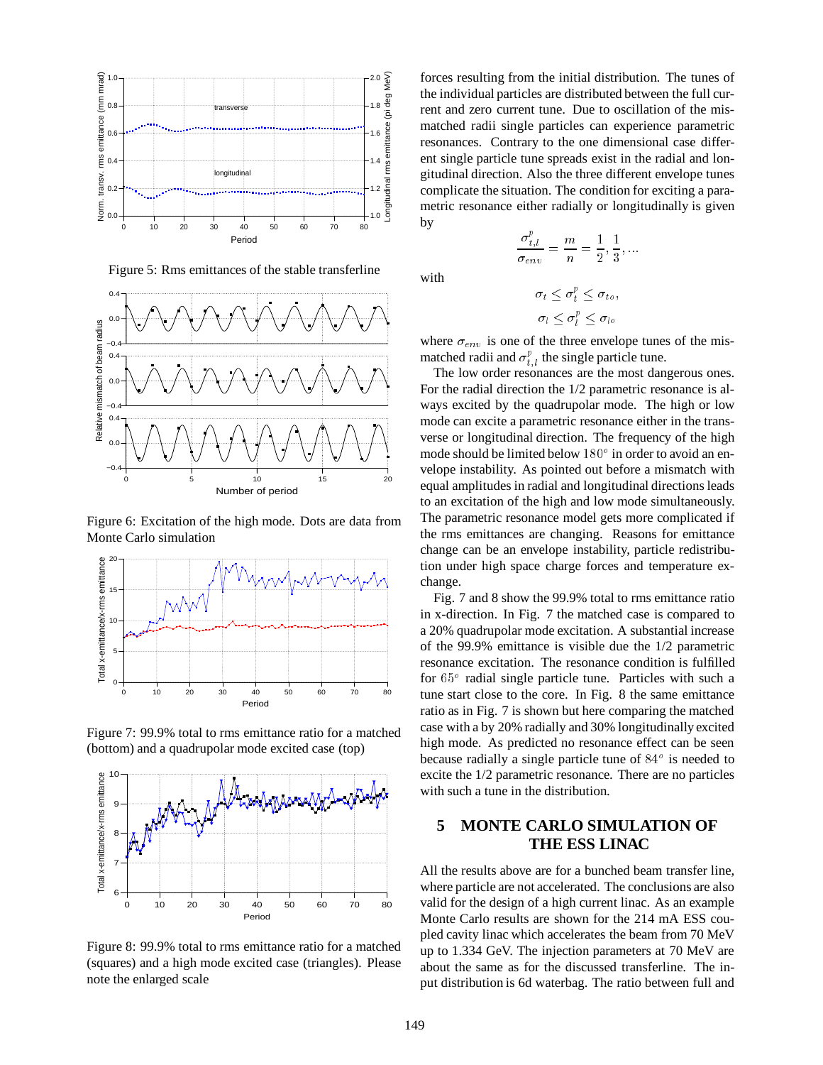Figure 5: Rms emittances of the stable transferline

Figure 6: Excitation of the high mode. Dots are data from Monte Carlo simulation

Figure 7: 99.9% total to rms emittance ratio for a matched (bottom) and a quadrupolar mode excited case (top)

Figure 8: 99.9% total to rms emittance ratio for a matched (squares) and a high mode excited case (triangles). Please note the enlarged scale

forces resulting from the initial distribution. The tunes of the individual particles are distributed between the full current and zero current tune. Due to oscillation of the mismatched radii single particles can experience parametric resonances. Contrary to the one dimensional case different single particle tune spreads exist in the radial and longitudinal direction. Also the three different envelope tunes complicate the situation. The condition for exciting a parametric resonance either radially or longitudinally is given by

$$\frac{\sigma^p_{t,l}}{\sigma_{env}} = \frac{m}{n} = \frac{1}{2}, \frac{1}{3}, \ldots$$

with

$$\sigma_t \leq \sigma^p_t \leq \sigma_{to},$$

$$\sigma_l \leq \sigma^p_l \leq \sigma_{lo}$$

where $\sigma_{env}$ is one of the three envelope tunes of the mismatched radii and $\sigma^p_{t,l}$ the single particle tune.

The low order resonances are the most dangerous ones. For the radial direction the 1/2 parametric resonance is always excited by the quadrupolar mode. The high or low mode can excite a parametric resonance either in the transverse or longitudinal direction. The frequency of the high mode should be limited below $180^o$ in order to avoid an envelope instability. As pointed out before a mismatch with equal amplitudes in radial and longitudinal directions leads to an excitation of the high and low mode simultaneously. The parametric resonance model gets more complicated if the rms emittances are changing. Reasons for emittance change can be an envelope instability, particle redistribution under high space charge forces and temperature exchange.

Fig. 7 and 8 show the 99.9% total to rms emittance ratio in x-direction. In Fig. 7 the matched case is compared to a 20% quadrupolar mode excitation. A substantial increase of the 99.9% emittance is visible due the 1/2 parametric resonance excitation. The resonance condition is fulfilled for $65^o$ radial single particle tune. Particles with such a tune start close to the core. In Fig. 8 the same emittance ratio as in Fig. 7 is shown but here comparing the matched case with a by 20% radially and 30% longitudinally excited high mode. As predicted no resonance effect can be seen because radially a single particle tune of $84^o$ is needed to excite the 1/2 parametric resonance. There are no particles with such a tune in the distribution.

## 5 MONTE CARLO SIMULATION OF THE ESS LINAC

All the results above are for a bunched beam transfer line, where particle are not accelerated. The conclusions are also valid for the design of a high current linac. As an example Monte Carlo results are shown for the 214 mA ESS coupled cavity linac which accelerates the beam from 70 MeV up to 1.334 GeV. The injection parameters at 70 MeV are about the same as for the discussed transferline. The input distribution is 6d waterbag. The ratio between full and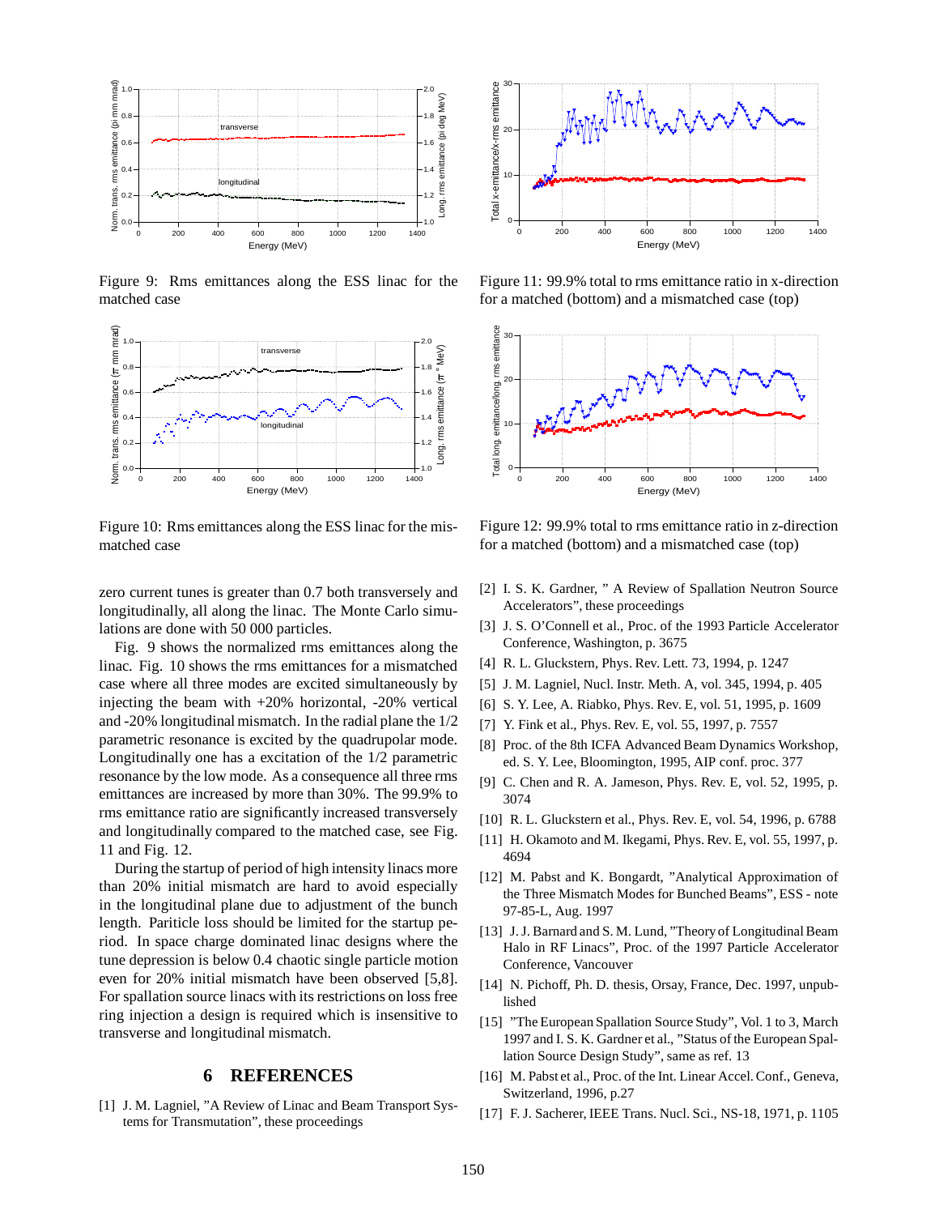Norm. trans. rms emittance (pi mm mrad)
1.0
0.8
0.6
0.4
0.2
0.0
0
200
400
600
800
1000
1200
1400
Energy (MeV)
transverse
longitudinal
Long. rms emittance (pi deg MeV)
2.0
1.8
1.6
1.4
1.2
1.0

Figure 9: Rms emittances along the ESS linac for the matched case

Norm. trans. rms emittance (π mm mrad)
1.0
0.8
0.6
0.4
0.2
0.0
0
200
400
600
800
1000
1200
1400
Energy (MeV)
transverse
longitudinal
Long. rms emittance (π ° MeV)
2.0
1.8
1.6
1.4
1.2
1.0

Figure 10: Rms emittances along the ESS linac for the mismatched case

zero current tunes is greater than 0.7 both transversely and longitudinally, all along the linac. The Monte Carlo simulations are done with 50 000 particles.

Fig. 9 shows the normalized rms emittances along the linac. Fig. 10 shows the rms emittances for a mismatched case where all three modes are excited simultaneously by injecting the beam with +20% horizontal, -20% vertical and -20% longitudinal mismatch. In the radial plane the 1/2 parametric resonance is excited by the quadrupolar mode. Longitudinally one has a excitation of the 1/2 parametric resonance by the low mode. As a consequence all three rms emittances are increased by more than 30%. The 99.9% to rms emittance ratio are significantly increased transversely and longitudinally compared to the matched case, see Fig. 11 and Fig. 12.

During the startup of period of high intensity linacs more than 20% initial mismatch are hard to avoid especially in the longitudinal plane due to adjustment of the bunch length. Pariticle loss should be limited for the startup period. In space charge dominated linac designs where the tune depression is below 0.4 chaotic single particle motion even for 20% initial mismatch have been observed [5,8]. For spallation source linacs with its restrictions on loss free ring injection a design is required which is insensitive to transverse and longitudinal mismatch.

Total x-emittance/x-rms emittance
30
20
10
0
0
200
400
600
800
1000
1200
1400
Energy (MeV)

Figure 11: 99.9% total to rms emittance ratio in x-direction for a matched (bottom) and a mismatched case (top)

Total long. emittance/long. rms emittance
30
20
10
0
0
200
400
600
800
1000
1200
1400
Energy (MeV)

Figure 12: 99.9% total to rms emittance ratio in z-direction for a matched (bottom) and a mismatched case (top)

## 6 REFERENCES

[1] J. M. Lagniel, "A Review of Linac and Beam Transport Systems for Transmutation", these proceedings

[2] I. S. K. Gardner, " A Review of Spallation Neutron Source Accelerators", these proceedings

[3] J. S. O'Connell et al., Proc. of the 1993 Particle Accelerator Conference, Washington, p. 3675

[4] R. L. Gluckstern, Phys. Rev. Lett. 73, 1994, p. 1247

[5] J. M. Lagniel, Nucl. Instr. Meth. A, vol. 345, 1994, p. 405

[6] S. Y. Lee, A. Riabko, Phys. Rev. E, vol. 51, 1995, p. 1609

[7] Y. Fink et al., Phys. Rev. E, vol. 55, 1997, p. 7557

[8] Proc. of the 8th ICFA Advanced Beam Dynamics Workshop, ed. S. Y. Lee, Bloomington, 1995, AIP conf. proc. 377

[9] C. Chen and R. A. Jameson, Phys. Rev. E, vol. 52, 1995, p. 3074

[10] R. L. Gluckstern et al., Phys. Rev. E, vol. 54, 1996, p. 6788

[11] H. Okamoto and M. Ikegami, Phys. Rev. E, vol. 55, 1997, p. 4694

[12] M. Pabst and K. Bongardt, "Analytical Approximation of the Three Mismatch Modes for Bunched Beams", ESS - note 97-85-L, Aug. 1997

[13] J. J. Barnard and S. M. Lund, "Theory of Longitudinal Beam Halo in RF Linacs", Proc. of the 1997 Particle Accelerator Conference, Vancouver

[14] N. Pichoff, Ph. D. thesis, Orsay, France, Dec. 1997, unpublished

[15] "The European Spallation Source Study", Vol. 1 to 3, March 1997 and I. S. K. Gardner et al., "Status of the European Spallation Source Design Study", same as ref. 13

[16] M. Pabst et al., Proc. of the Int. Linear Accel. Conf., Geneva, Switzerland, 1996, p.27

[17] F. J. Sacherer, IEEE Trans. Nucl. Sci., NS-18, 1971, p. 1105